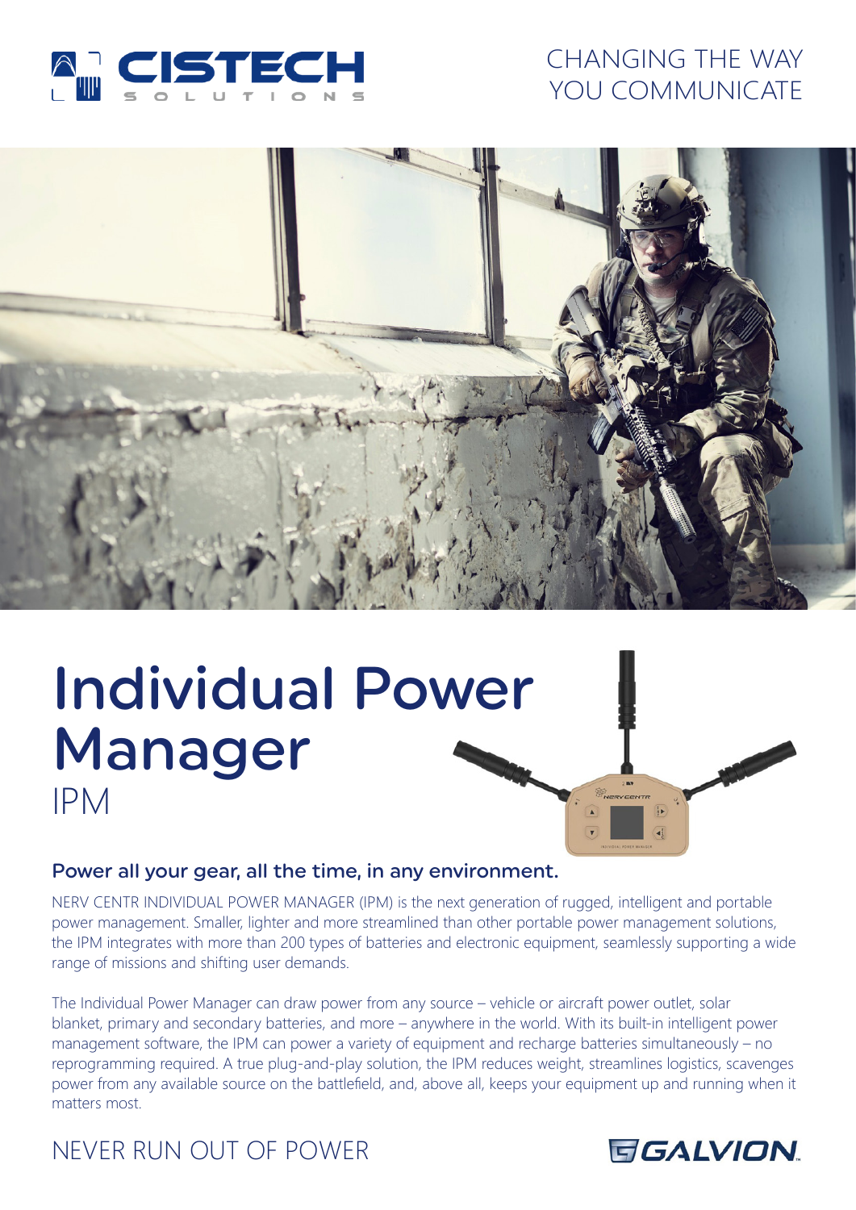CISTECH SOLUTIONS

CHANGING THE WAY YOU COMMUNICATE

# Individual Power Manager

IPM

## Power all your gear, all the time, in any environment.

NERV CENTR INDIVIDUAL POWER MANAGER (IPM) is the next generation of rugged, intelligent and portable power management. Smaller, lighter and more streamlined than other portable power management solutions, the IPM integrates with more than 200 types of batteries and electronic equipment, seamlessly supporting a wide range of missions and shifting user demands.

The Individual Power Manager can draw power from any source – vehicle or aircraft power outlet, solar blanket, primary and secondary batteries, and more – anywhere in the world. With its built-in intelligent power management software, the IPM can power a variety of equipment and recharge batteries simultaneously – no reprogramming required. A true plug-and-play solution, the IPM reduces weight, streamlines logistics, scavenges power from any available source on the battlefield, and, above all, keeps your equipment up and running when it matters most.

NEVER RUN OUT OF POWER

GALVION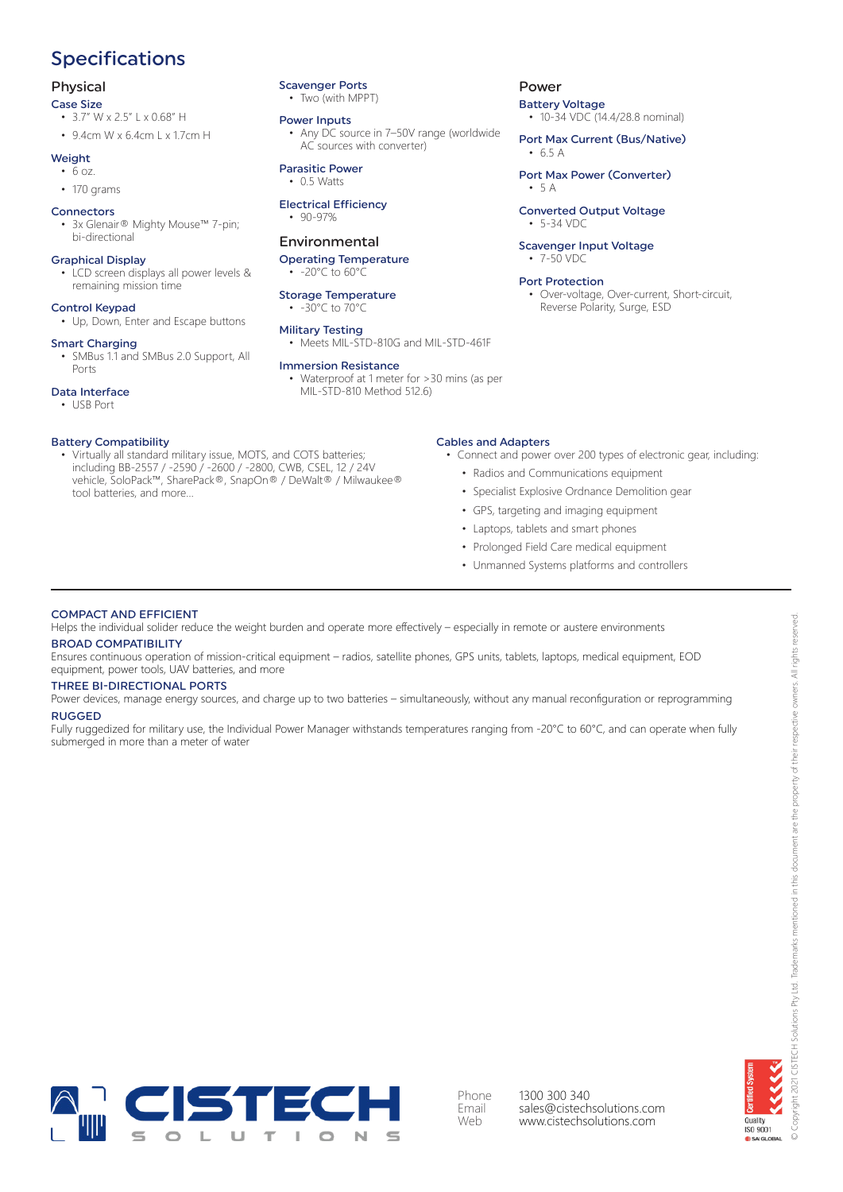# Specifications

## Physical

### Case Size
- 3.7" W x 2.5" L x 0.68" H
- 9.4cm W x 6.4cm L x 1.7cm H

### Weight
- 6 oz.
- 170 grams

### Connectors
- 3x Glenair® Mighty Mouse™ 7-pin; bi-directional

### Graphical Display
- LCD screen displays all power levels & remaining mission time

### Control Keypad
- Up, Down, Enter and Escape buttons

### Smart Charging
- SMBus 1.1 and SMBus 2.0 Support, All Ports

### Data Interface
- USB Port

### Scavenger Ports
- Two (with MPPT)

### Power Inputs
- Any DC source in 7–50V range (worldwide AC sources with converter)

### Parasitic Power
- 0.5 Watts

### Electrical Efficiency
- 90-97%

## Environmental

### Operating Temperature
- -20°C to 60°C

### Storage Temperature
- -30°C to 70°C

### Military Testing
- Meets MIL-STD-810G and MIL-STD-461F

### Immersion Resistance
- Waterproof at 1 meter for >30 mins (as per MIL-STD-810 Method 512.6)

## Power

### Battery Voltage
- 10-34 VDC (14.4/28.8 nominal)

### Port Max Current (Bus/Native)
- 6.5 A

### Port Max Power (Converter)
- 5 A

### Converted Output Voltage
- 5-34 VDC

### Scavenger Input Voltage
- 7-50 VDC

### Port Protection
- Over-voltage, Over-current, Short-circuit, Reverse Polarity, Surge, ESD

### Battery Compatibility
- Virtually all standard military issue, MOTS, and COTS batteries; including BB-2557 / -2590 / -2600 / -2800, CWB, CSEL, 12 / 24V vehicle, SoloPack™, SharePack®, SnapOn® / DeWalt® / Milwaukee® tool batteries, and more...

### Cables and Adapters
- Connect and power over 200 types of electronic gear, including:
  - Radios and Communications equipment
  - Specialist Explosive Ordnance Demolition gear
  - GPS, targeting and imaging equipment
  - Laptops, tablets and smart phones
  - Prolonged Field Care medical equipment
  - Unmanned Systems platforms and controllers

---

### COMPACT AND EFFICIENT
Helps the individual solider reduce the weight burden and operate more effectively – especially in remote or austere environments

### BROAD COMPATIBILITY
Ensures continuous operation of mission-critical equipment – radios, satellite phones, GPS units, tablets, laptops, medical equipment, EOD equipment, power tools, UAV batteries, and more

### THREE BI-DIRECTIONAL PORTS
Power devices, manage energy sources, and charge up to two batteries – simultaneously, without any manual reconfiguration or reprogramming

### RUGGED
Fully ruggedized for military use, the Individual Power Manager withstands temperatures ranging from -20°C to 60°C, and can operate when fully submerged in more than a meter of water

CISTECH SOLUTIONS

Phone 1300 300 340
Email sales@cistechsolutions.com
Web www.cistechsolutions.com

Certified System Quality ISO 9001 SAI GLOBAL

© Copyright 2021 CISTECH Solutions Pty Ltd. Trademarks mentioned in this document are the property of their respective owners. All rights reserved.